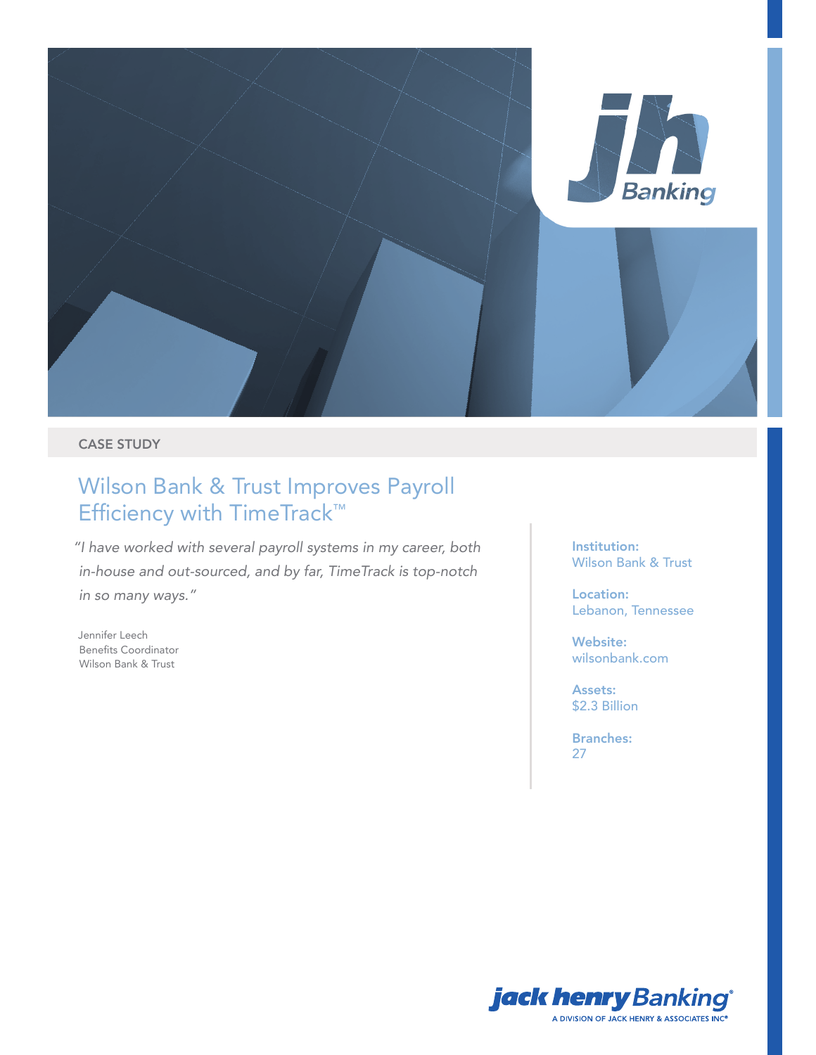CASE STUDY

# Wilson Bank & Trust Improves Payroll Efficiency with TimeTrack™

*"I have worked with several payroll systems in my career, both in-house and out-sourced, and by far, TimeTrack is top-notch in so many ways."*

Jennifer Leech
Benefits Coordinator
Wilson Bank & Trust

**Institution:**
Wilson Bank & Trust

**Location:**
Lebanon, Tennessee

**Website:**
wilsonbank.com

**Assets:**
$2.3 Billion

**Branches:**
27

jack henry Banking®
A DIVISION OF JACK HENRY & ASSOCIATES INC®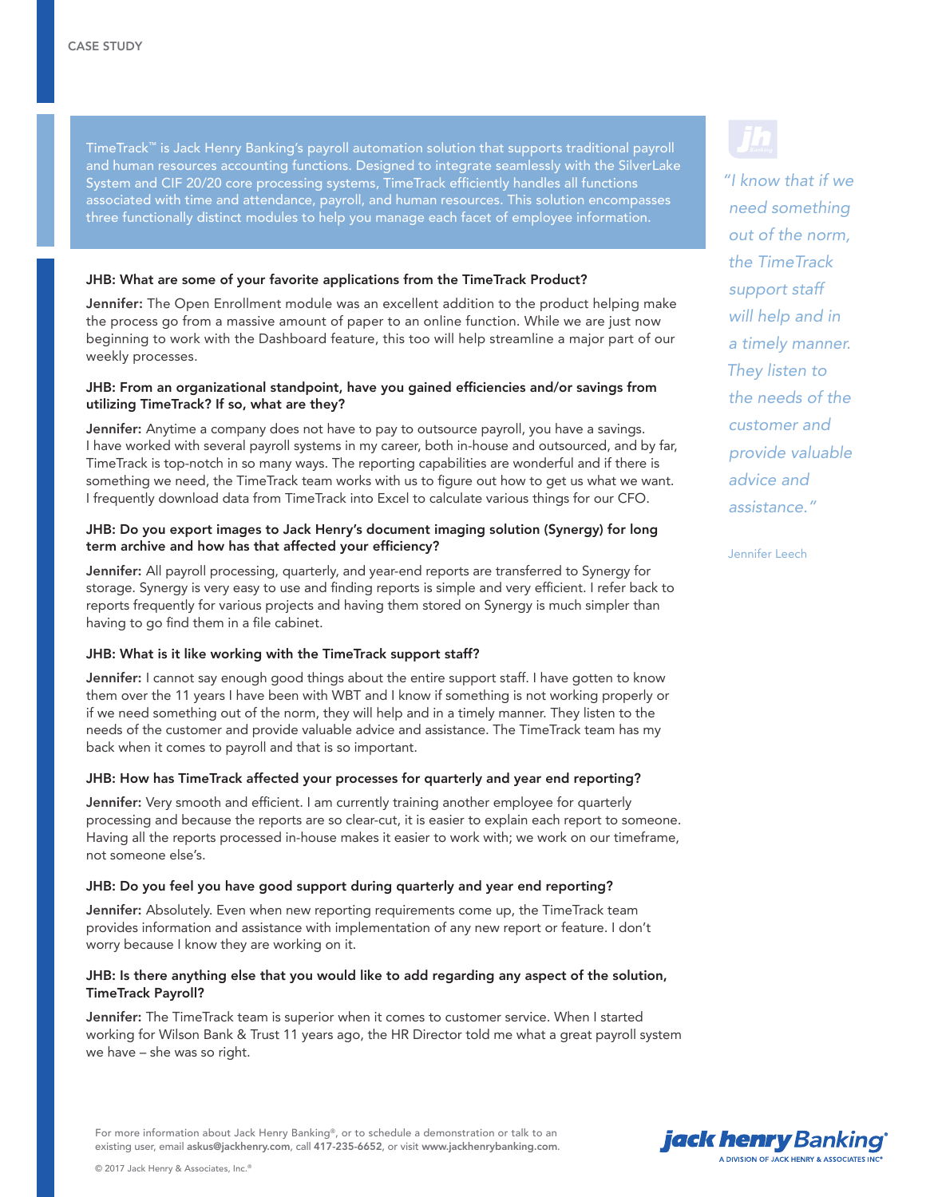CASE STUDY

TimeTrack™ is Jack Henry Banking's payroll automation solution that supports traditional payroll and human resources accounting functions. Designed to integrate seamlessly with the SilverLake System and CIF 20/20 core processing systems, TimeTrack efficiently handles all functions associated with time and attendance, payroll, and human resources. This solution encompasses three functionally distinct modules to help you manage each facet of employee information.

**JHB: What are some of your favorite applications from the TimeTrack Product?**

**Jennifer:** The Open Enrollment module was an excellent addition to the product helping make the process go from a massive amount of paper to an online function. While we are just now beginning to work with the Dashboard feature, this too will help streamline a major part of our weekly processes.

**JHB: From an organizational standpoint, have you gained efficiencies and/or savings from utilizing TimeTrack? If so, what are they?**

**Jennifer:** Anytime a company does not have to pay to outsource payroll, you have a savings. I have worked with several payroll systems in my career, both in-house and outsourced, and by far, TimeTrack is top-notch in so many ways. The reporting capabilities are wonderful and if there is something we need, the TimeTrack team works with us to figure out how to get us what we want. I frequently download data from TimeTrack into Excel to calculate various things for our CFO.

**JHB: Do you export images to Jack Henry's document imaging solution (Synergy) for long term archive and how has that affected your efficiency?**

**Jennifer:** All payroll processing, quarterly, and year-end reports are transferred to Synergy for storage. Synergy is very easy to use and finding reports is simple and very efficient. I refer back to reports frequently for various projects and having them stored on Synergy is much simpler than having to go find them in a file cabinet.

**JHB: What is it like working with the TimeTrack support staff?**

**Jennifer:** I cannot say enough good things about the entire support staff. I have gotten to know them over the 11 years I have been with WBT and I know if something is not working properly or if we need something out of the norm, they will help and in a timely manner. They listen to the needs of the customer and provide valuable advice and assistance. The TimeTrack team has my back when it comes to payroll and that is so important.

**JHB: How has TimeTrack affected your processes for quarterly and year end reporting?**

**Jennifer:** Very smooth and efficient. I am currently training another employee for quarterly processing and because the reports are so clear-cut, it is easier to explain each report to someone. Having all the reports processed in-house makes it easier to work with; we work on our timeframe, not someone else's.

**JHB: Do you feel you have good support during quarterly and year end reporting?**

**Jennifer:** Absolutely. Even when new reporting requirements come up, the TimeTrack team provides information and assistance with implementation of any new report or feature. I don't worry because I know they are working on it.

**JHB: Is there anything else that you would like to add regarding any aspect of the solution, TimeTrack Payroll?**

**Jennifer:** The TimeTrack team is superior when it comes to customer service. When I started working for Wilson Bank & Trust 11 years ago, the HR Director told me what a great payroll system we have – she was so right.

*"I know that if we need something out of the norm, the TimeTrack support staff will help and in a timely manner. They listen to the needs of the customer and provide valuable advice and assistance."*

Jennifer Leech

For more information about Jack Henry Banking®, or to schedule a demonstration or talk to an existing user, email **askus@jackhenry.com**, call **417-235-6652**, or visit **www.jackhenrybanking.com**.

jack henry Banking® — A DIVISION OF JACK HENRY & ASSOCIATES INC®

© 2017 Jack Henry & Associates, Inc.®